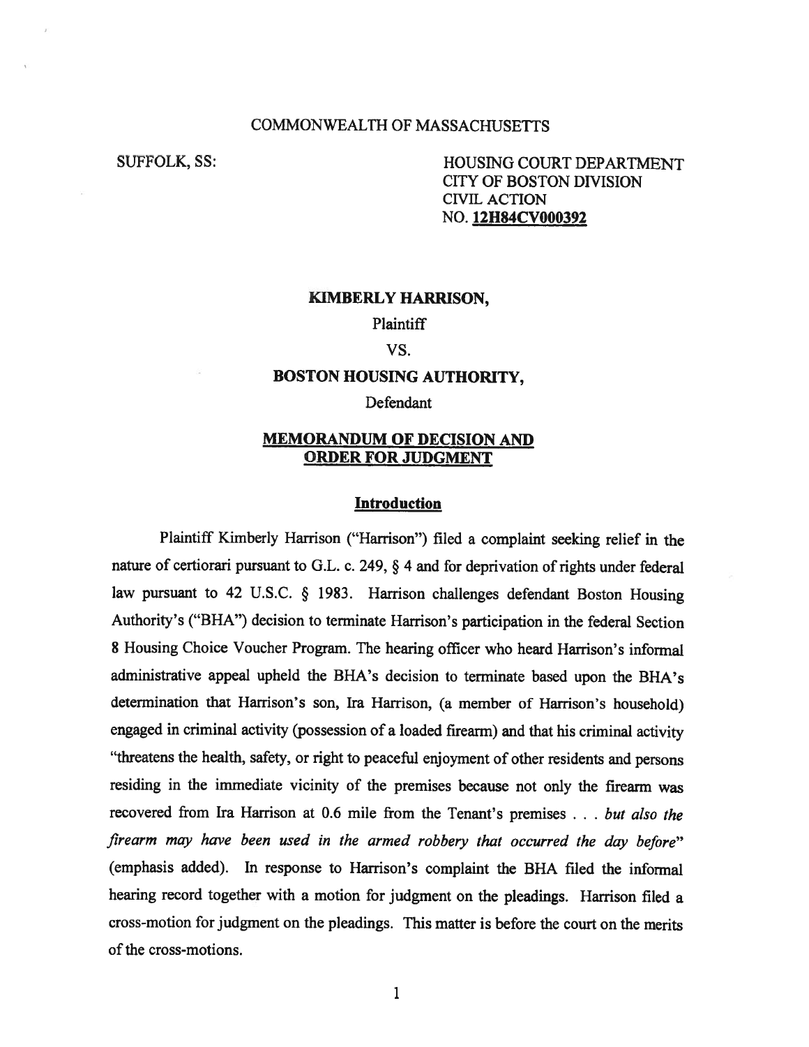COMMONWEALTH OF MASSACHUSETTS

SUFFOLK, SS:

HOUSING COURT DEPARTMENT
CITY OF BOSTON DIVISION
CIVIL ACTION
NO. **12H84CV000392**

**KIMBERLY HARRISON,**

Plaintiff

VS.

**BOSTON HOUSING AUTHORITY,**

Defendant

## MEMORANDUM OF DECISION AND ORDER FOR JUDGMENT

### Introduction

Plaintiff Kimberly Harrison ("Harrison") filed a complaint seeking relief in the nature of certiorari pursuant to G.L. c. 249, § 4 and for deprivation of rights under federal law pursuant to 42 U.S.C. § 1983. Harrison challenges defendant Boston Housing Authority's ("BHA") decision to terminate Harrison's participation in the federal Section 8 Housing Choice Voucher Program. The hearing officer who heard Harrison's informal administrative appeal upheld the BHA's decision to terminate based upon the BHA's determination that Harrison's son, Ira Harrison, (a member of Harrison's household) engaged in criminal activity (possession of a loaded firearm) and that his criminal activity "threatens the health, safety, or right to peaceful enjoyment of other residents and persons residing in the immediate vicinity of the premises because not only the firearm was recovered from Ira Harrison at 0.6 mile from the Tenant's premises . . . *but also the firearm may have been used in the armed robbery that occurred the day before*" (emphasis added). In response to Harrison's complaint the BHA filed the informal hearing record together with a motion for judgment on the pleadings. Harrison filed a cross-motion for judgment on the pleadings. This matter is before the court on the merits of the cross-motions.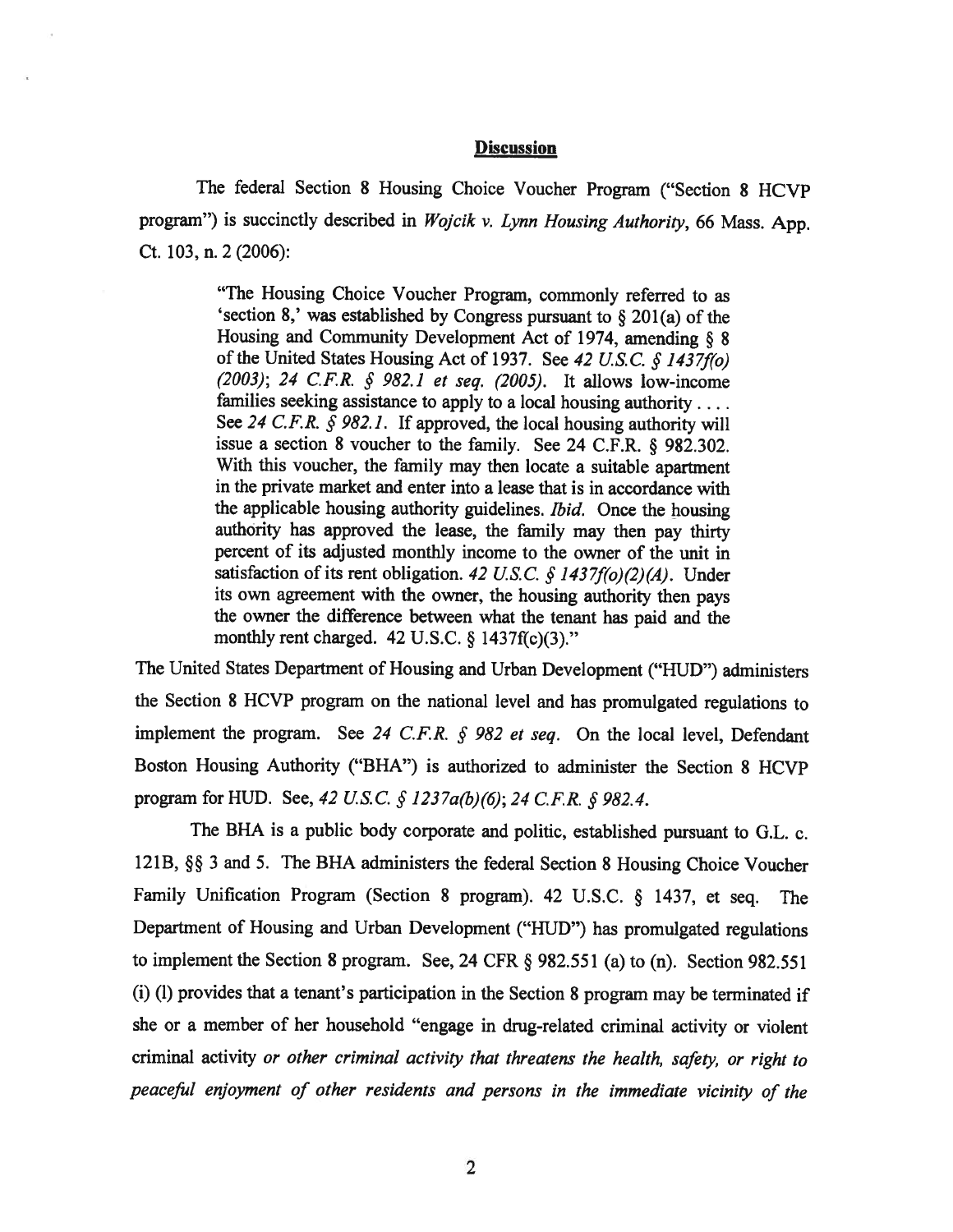## Discussion

The federal Section 8 Housing Choice Voucher Program ("Section 8 HCVP program") is succinctly described in *Wojcik v. Lynn Housing Authority*, 66 Mass. App. Ct. 103, n. 2 (2006):

> "The Housing Choice Voucher Program, commonly referred to as 'section 8,' was established by Congress pursuant to § 201(a) of the Housing and Community Development Act of 1974, amending § 8 of the United States Housing Act of 1937. See *42 U.S.C. § 1437f(o) (2003)*; *24 C.F.R. § 982.1 et seq. (2005)*. It allows low-income families seeking assistance to apply to a local housing authority . . . . See *24 C.F.R. § 982.1*. If approved, the local housing authority will issue a section 8 voucher to the family. See 24 C.F.R. § 982.302. With this voucher, the family may then locate a suitable apartment in the private market and enter into a lease that is in accordance with the applicable housing authority guidelines. *Ibid.* Once the housing authority has approved the lease, the family may then pay thirty percent of its adjusted monthly income to the owner of the unit in satisfaction of its rent obligation. *42 U.S.C. § 1437f(o)(2)(A)*. Under its own agreement with the owner, the housing authority then pays the owner the difference between what the tenant has paid and the monthly rent charged. 42 U.S.C. § 1437f(c)(3)."

The United States Department of Housing and Urban Development ("HUD") administers the Section 8 HCVP program on the national level and has promulgated regulations to implement the program. See *24 C.F.R. § 982 et seq.* On the local level, Defendant Boston Housing Authority ("BHA") is authorized to administer the Section 8 HCVP program for HUD. See, *42 U.S.C. § 1237a(b)(6)*; *24 C.F.R. § 982.4*.

The BHA is a public body corporate and politic, established pursuant to G.L. c. 121B, §§ 3 and 5. The BHA administers the federal Section 8 Housing Choice Voucher Family Unification Program (Section 8 program). 42 U.S.C. § 1437, et seq. The Department of Housing and Urban Development ("HUD") has promulgated regulations to implement the Section 8 program. See, 24 CFR § 982.551 (a) to (n). Section 982.551 (i) (l) provides that a tenant's participation in the Section 8 program may be terminated if she or a member of her household "engage in drug-related criminal activity or violent criminal activity *or other criminal activity that threatens the health, safety, or right to peaceful enjoyment of other residents and persons in the immediate vicinity of the*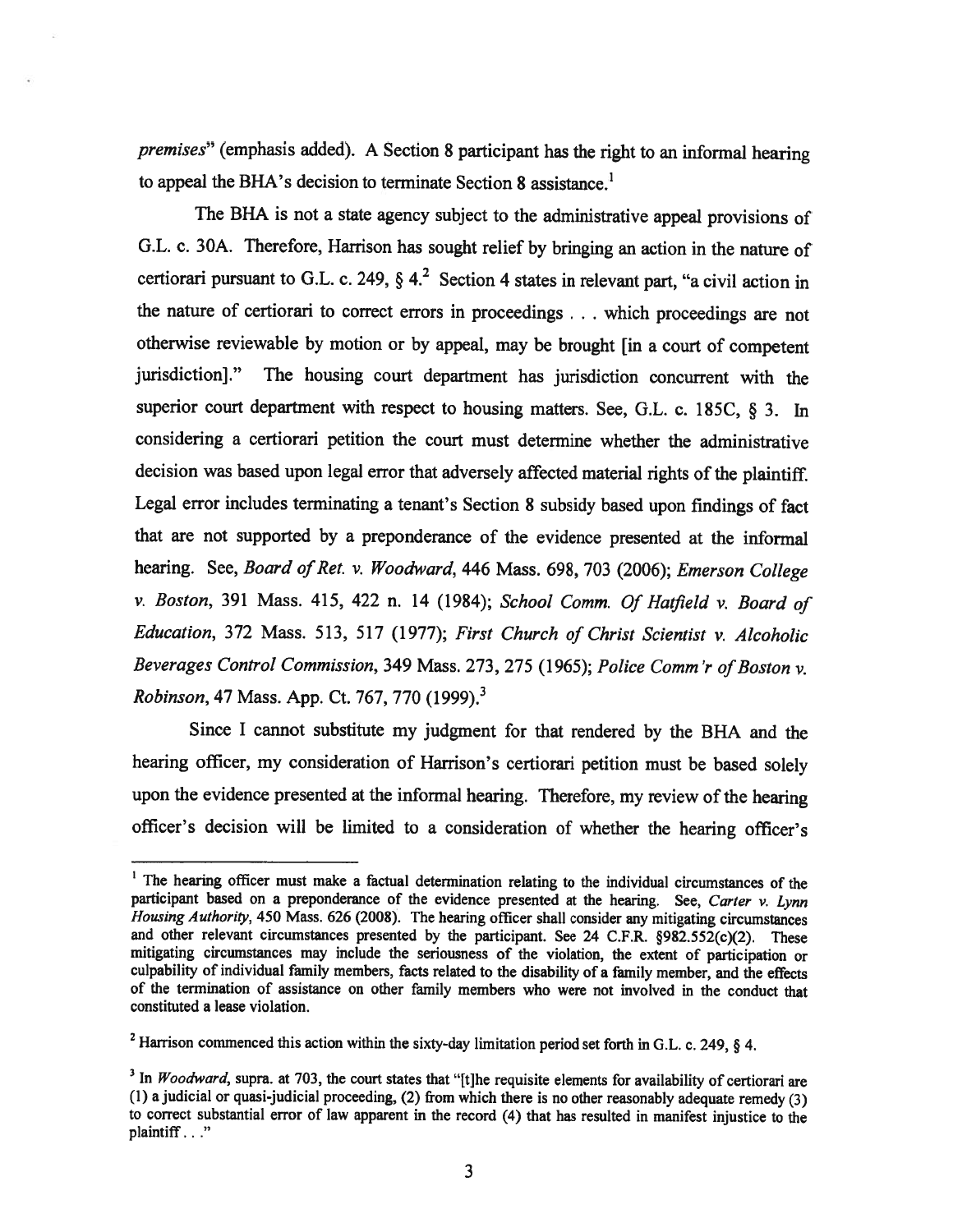*premises*" (emphasis added). A Section 8 participant has the right to an informal hearing to appeal the BHA's decision to terminate Section 8 assistance.[1]

The BHA is not a state agency subject to the administrative appeal provisions of G.L. c. 30A. Therefore, Harrison has sought relief by bringing an action in the nature of certiorari pursuant to G.L. c. 249, § 4.[2] Section 4 states in relevant part, "a civil action in the nature of certiorari to correct errors in proceedings . . . which proceedings are not otherwise reviewable by motion or by appeal, may be brought [in a court of competent jurisdiction]." The housing court department has jurisdiction concurrent with the superior court department with respect to housing matters. See, G.L. c. 185C, § 3. In considering a certiorari petition the court must determine whether the administrative decision was based upon legal error that adversely affected material rights of the plaintiff. Legal error includes terminating a tenant's Section 8 subsidy based upon findings of fact that are not supported by a preponderance of the evidence presented at the informal hearing. See, *Board of Ret. v. Woodward*, 446 Mass. 698, 703 (2006); *Emerson College v. Boston*, 391 Mass. 415, 422 n. 14 (1984); *School Comm. Of Hatfield v. Board of Education*, 372 Mass. 513, 517 (1977); *First Church of Christ Scientist v. Alcoholic Beverages Control Commission*, 349 Mass. 273, 275 (1965); *Police Comm'r of Boston v. Robinson*, 47 Mass. App. Ct. 767, 770 (1999).[3]

Since I cannot substitute my judgment for that rendered by the BHA and the hearing officer, my consideration of Harrison's certiorari petition must be based solely upon the evidence presented at the informal hearing. Therefore, my review of the hearing officer's decision will be limited to a consideration of whether the hearing officer's

---

[1] The hearing officer must make a factual determination relating to the individual circumstances of the participant based on a preponderance of the evidence presented at the hearing. See, *Carter v. Lynn Housing Authority*, 450 Mass. 626 (2008). The hearing officer shall consider any mitigating circumstances and other relevant circumstances presented by the participant. See 24 C.F.R. §982.552(c)(2). These mitigating circumstances may include the seriousness of the violation, the extent of participation or culpability of individual family members, facts related to the disability of a family member, and the effects of the termination of assistance on other family members who were not involved in the conduct that constituted a lease violation.

[2] Harrison commenced this action within the sixty-day limitation period set forth in G.L. c. 249, § 4.

[3] In *Woodward*, supra. at 703, the court states that "[t]he requisite elements for availability of certiorari are (1) a judicial or quasi-judicial proceeding, (2) from which there is no other reasonably adequate remedy (3) to correct substantial error of law apparent in the record (4) that has resulted in manifest injustice to the plaintiff . . ."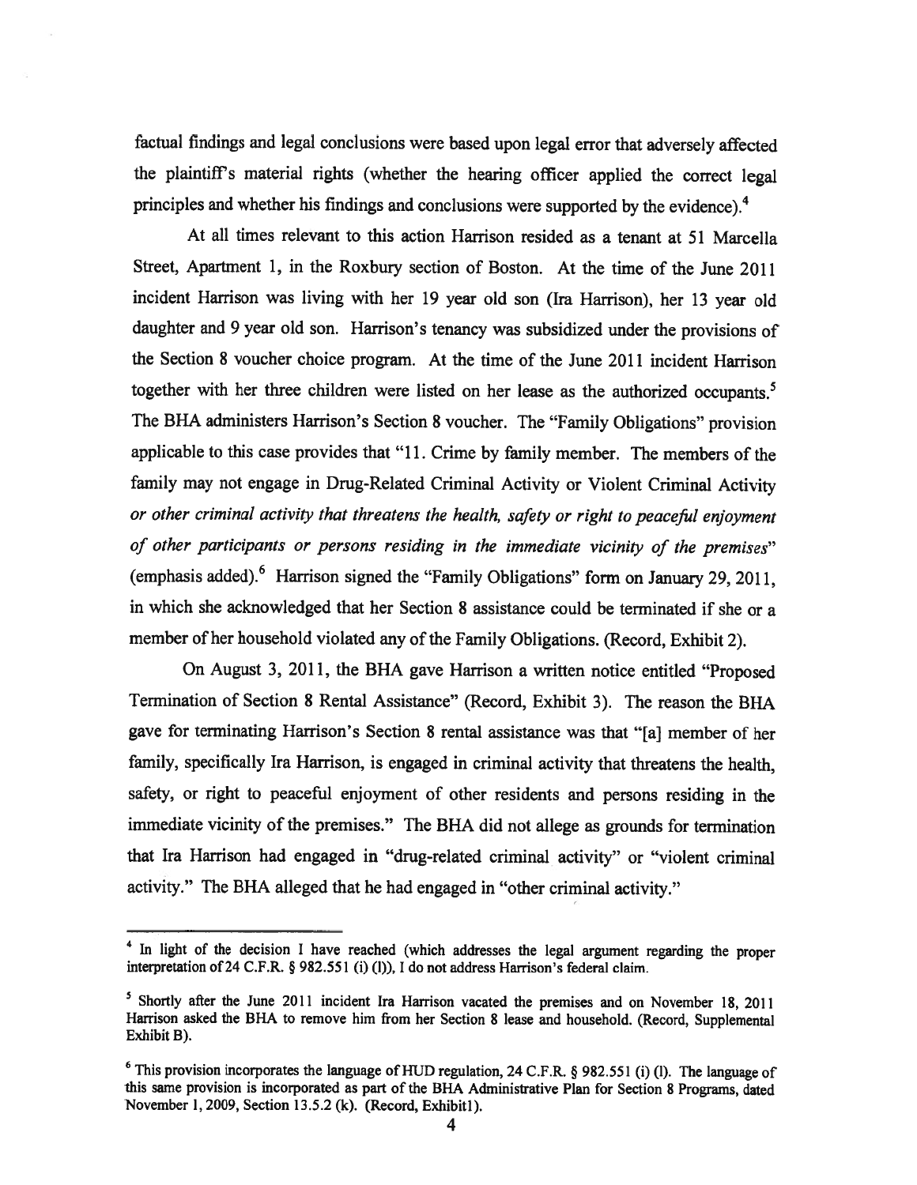factual findings and legal conclusions were based upon legal error that adversely affected the plaintiff's material rights (whether the hearing officer applied the correct legal principles and whether his findings and conclusions were supported by the evidence).[4]

At all times relevant to this action Harrison resided as a tenant at 51 Marcella Street, Apartment 1, in the Roxbury section of Boston. At the time of the June 2011 incident Harrison was living with her 19 year old son (Ira Harrison), her 13 year old daughter and 9 year old son. Harrison's tenancy was subsidized under the provisions of the Section 8 voucher choice program. At the time of the June 2011 incident Harrison together with her three children were listed on her lease as the authorized occupants.[5] The BHA administers Harrison's Section 8 voucher. The "Family Obligations" provision applicable to this case provides that "11. Crime by family member. The members of the family may not engage in Drug-Related Criminal Activity or Violent Criminal Activity *or other criminal activity that threatens the health, safety or right to peaceful enjoyment of other participants or persons residing in the immediate vicinity of the premises*" (emphasis added).[6] Harrison signed the "Family Obligations" form on January 29, 2011, in which she acknowledged that her Section 8 assistance could be terminated if she or a member of her household violated any of the Family Obligations. (Record, Exhibit 2).

On August 3, 2011, the BHA gave Harrison a written notice entitled "Proposed Termination of Section 8 Rental Assistance" (Record, Exhibit 3). The reason the BHA gave for terminating Harrison's Section 8 rental assistance was that "[a] member of her family, specifically Ira Harrison, is engaged in criminal activity that threatens the health, safety, or right to peaceful enjoyment of other residents and persons residing in the immediate vicinity of the premises." The BHA did not allege as grounds for termination that Ira Harrison had engaged in "drug-related criminal activity" or "violent criminal activity." The BHA alleged that he had engaged in "other criminal activity."

---

[4] In light of the decision I have reached (which addresses the legal argument regarding the proper interpretation of 24 C.F.R. § 982.551 (i) (l)), I do not address Harrison's federal claim.

[5] Shortly after the June 2011 incident Ira Harrison vacated the premises and on November 18, 2011 Harrison asked the BHA to remove him from her Section 8 lease and household. (Record, Supplemental Exhibit B).

[6] This provision incorporates the language of HUD regulation, 24 C.F.R. § 982.551 (i) (l). The language of this same provision is incorporated as part of the BHA Administrative Plan for Section 8 Programs, dated November 1, 2009, Section 13.5.2 (k). (Record, Exhibit1).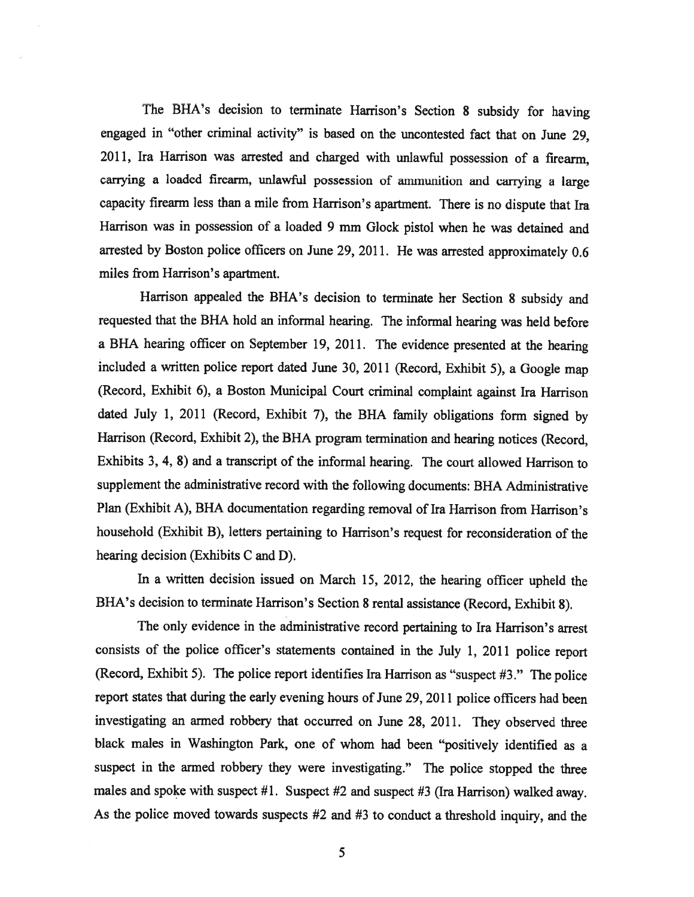The BHA's decision to terminate Harrison's Section 8 subsidy for having engaged in "other criminal activity" is based on the uncontested fact that on June 29, 2011, Ira Harrison was arrested and charged with unlawful possession of a firearm, carrying a loaded firearm, unlawful possession of ammunition and carrying a large capacity firearm less than a mile from Harrison's apartment. There is no dispute that Ira Harrison was in possession of a loaded 9 mm Glock pistol when he was detained and arrested by Boston police officers on June 29, 2011. He was arrested approximately 0.6 miles from Harrison's apartment.

Harrison appealed the BHA's decision to terminate her Section 8 subsidy and requested that the BHA hold an informal hearing. The informal hearing was held before a BHA hearing officer on September 19, 2011. The evidence presented at the hearing included a written police report dated June 30, 2011 (Record, Exhibit 5), a Google map (Record, Exhibit 6), a Boston Municipal Court criminal complaint against Ira Harrison dated July 1, 2011 (Record, Exhibit 7), the BHA family obligations form signed by Harrison (Record, Exhibit 2), the BHA program termination and hearing notices (Record, Exhibits 3, 4, 8) and a transcript of the informal hearing. The court allowed Harrison to supplement the administrative record with the following documents: BHA Administrative Plan (Exhibit A), BHA documentation regarding removal of Ira Harrison from Harrison's household (Exhibit B), letters pertaining to Harrison's request for reconsideration of the hearing decision (Exhibits C and D).

In a written decision issued on March 15, 2012, the hearing officer upheld the BHA's decision to terminate Harrison's Section 8 rental assistance (Record, Exhibit 8).

The only evidence in the administrative record pertaining to Ira Harrison's arrest consists of the police officer's statements contained in the July 1, 2011 police report (Record, Exhibit 5). The police report identifies Ira Harrison as "suspect #3." The police report states that during the early evening hours of June 29, 2011 police officers had been investigating an armed robbery that occurred on June 28, 2011. They observed three black males in Washington Park, one of whom had been "positively identified as a suspect in the armed robbery they were investigating." The police stopped the three males and spoke with suspect #1. Suspect #2 and suspect #3 (Ira Harrison) walked away. As the police moved towards suspects #2 and #3 to conduct a threshold inquiry, and the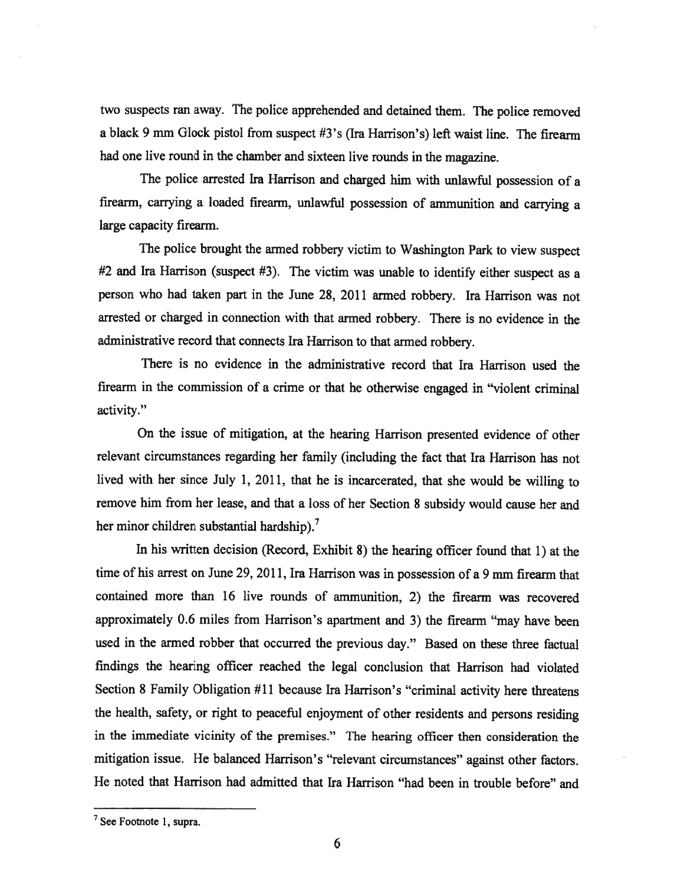two suspects ran away. The police apprehended and detained them. The police removed a black 9 mm Glock pistol from suspect #3's (Ira Harrison's) left waist line. The firearm had one live round in the chamber and sixteen live rounds in the magazine.

The police arrested Ira Harrison and charged him with unlawful possession of a firearm, carrying a loaded firearm, unlawful possession of ammunition and carrying a large capacity firearm.

The police brought the armed robbery victim to Washington Park to view suspect #2 and Ira Harrison (suspect #3). The victim was unable to identify either suspect as a person who had taken part in the June 28, 2011 armed robbery. Ira Harrison was not arrested or charged in connection with that armed robbery. There is no evidence in the administrative record that connects Ira Harrison to that armed robbery.

There is no evidence in the administrative record that Ira Harrison used the firearm in the commission of a crime or that he otherwise engaged in "violent criminal activity."

On the issue of mitigation, at the hearing Harrison presented evidence of other relevant circumstances regarding her family (including the fact that Ira Harrison has not lived with her since July 1, 2011, that he is incarcerated, that she would be willing to remove him from her lease, and that a loss of her Section 8 subsidy would cause her and her minor children substantial hardship).[7]

In his written decision (Record, Exhibit 8) the hearing officer found that 1) at the time of his arrest on June 29, 2011, Ira Harrison was in possession of a 9 mm firearm that contained more than 16 live rounds of ammunition, 2) the firearm was recovered approximately 0.6 miles from Harrison's apartment and 3) the firearm "may have been used in the armed robber that occurred the previous day." Based on these three factual findings the hearing officer reached the legal conclusion that Harrison had violated Section 8 Family Obligation #11 because Ira Harrison's "criminal activity here threatens the health, safety, or right to peaceful enjoyment of other residents and persons residing in the immediate vicinity of the premises." The hearing officer then consideration the mitigation issue. He balanced Harrison's "relevant circumstances" against other factors. He noted that Harrison had admitted that Ira Harrison "had been in trouble before" and

[7] See Footnote 1, supra.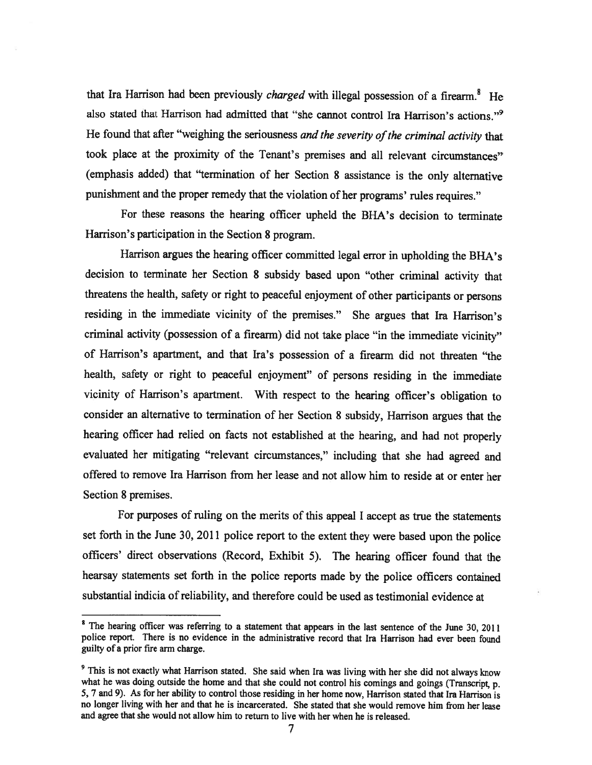that Ira Harrison had been previously *charged* with illegal possession of a firearm.[8] He also stated that Harrison had admitted that "she cannot control Ira Harrison's actions."[9] He found that after "weighing the seriousness *and the severity of the criminal activity* that took place at the proximity of the Tenant's premises and all relevant circumstances" (emphasis added) that "termination of her Section 8 assistance is the only alternative punishment and the proper remedy that the violation of her programs' rules requires."

For these reasons the hearing officer upheld the BHA's decision to terminate Harrison's participation in the Section 8 program.

Harrison argues the hearing officer committed legal error in upholding the BHA's decision to terminate her Section 8 subsidy based upon "other criminal activity that threatens the health, safety or right to peaceful enjoyment of other participants or persons residing in the immediate vicinity of the premises." She argues that Ira Harrison's criminal activity (possession of a firearm) did not take place "in the immediate vicinity" of Harrison's apartment, and that Ira's possession of a firearm did not threaten "the health, safety or right to peaceful enjoyment" of persons residing in the immediate vicinity of Harrison's apartment. With respect to the hearing officer's obligation to consider an alternative to termination of her Section 8 subsidy, Harrison argues that the hearing officer had relied on facts not established at the hearing, and had not properly evaluated her mitigating "relevant circumstances," including that she had agreed and offered to remove Ira Harrison from her lease and not allow him to reside at or enter her Section 8 premises.

For purposes of ruling on the merits of this appeal I accept as true the statements set forth in the June 30, 2011 police report to the extent they were based upon the police officers' direct observations (Record, Exhibit 5). The hearing officer found that the hearsay statements set forth in the police reports made by the police officers contained substantial indicia of reliability, and therefore could be used as testimonial evidence at

---

[8] The hearing officer was referring to a statement that appears in the last sentence of the June 30, 2011 police report. There is no evidence in the administrative record that Ira Harrison had ever been found guilty of a prior fire arm charge.

[9] This is not exactly what Harrison stated. She said when Ira was living with her she did not always know what he was doing outside the home and that she could not control his comings and goings (Transcript, p. 5, 7 and 9). As for her ability to control those residing in her home now, Harrison stated that Ira Harrison is no longer living with her and that he is incarcerated. She stated that she would remove him from her lease and agree that she would not allow him to return to live with her when he is released.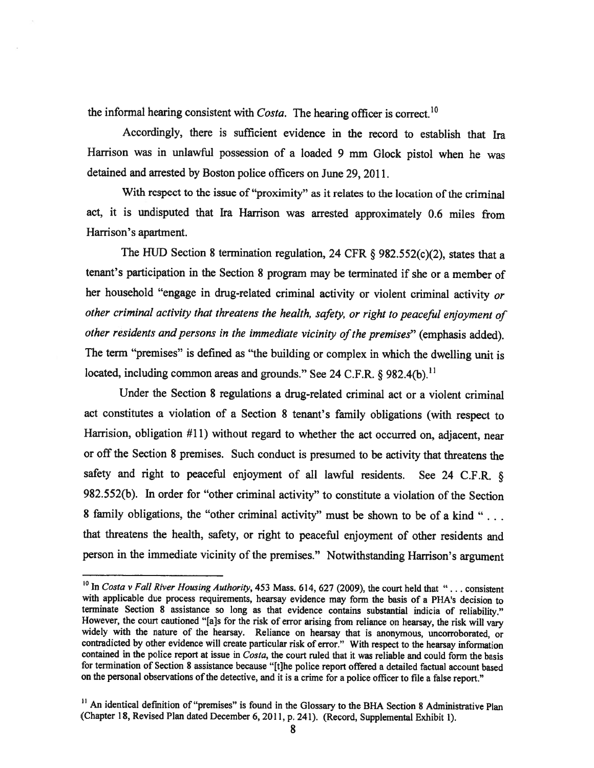the informal hearing consistent with *Costa*. The hearing officer is correct.[10]

Accordingly, there is sufficient evidence in the record to establish that Ira Harrison was in unlawful possession of a loaded 9 mm Glock pistol when he was detained and arrested by Boston police officers on June 29, 2011.

With respect to the issue of "proximity" as it relates to the location of the criminal act, it is undisputed that Ira Harrison was arrested approximately 0.6 miles from Harrison's apartment.

The HUD Section 8 termination regulation, 24 CFR § 982.552(c)(2), states that a tenant's participation in the Section 8 program may be terminated if she or a member of her household "engage in drug-related criminal activity or violent criminal activity *or other criminal activity that threatens the health, safety, or right to peaceful enjoyment of other residents and persons in the immediate vicinity of the premises*" (emphasis added). The term "premises" is defined as "the building or complex in which the dwelling unit is located, including common areas and grounds." See 24 C.F.R. § 982.4(b).[11]

Under the Section 8 regulations a drug-related criminal act or a violent criminal act constitutes a violation of a Section 8 tenant's family obligations (with respect to Harrision, obligation #11) without regard to whether the act occurred on, adjacent, near or off the Section 8 premises. Such conduct is presumed to be activity that threatens the safety and right to peaceful enjoyment of all lawful residents. See 24 C.F.R. § 982.552(b). In order for "other criminal activity" to constitute a violation of the Section 8 family obligations, the "other criminal activity" must be shown to be of a kind " . . . that threatens the health, safety, or right to peaceful enjoyment of other residents and person in the immediate vicinity of the premises." Notwithstanding Harrison's argument

---

[10] In *Costa v Fall River Housing Authority*, 453 Mass. 614, 627 (2009), the court held that " . . . consistent with applicable due process requirements, hearsay evidence may form the basis of a PHA's decision to terminate Section 8 assistance so long as that evidence contains substantial indicia of reliability." However, the court cautioned "[a]s for the risk of error arising from reliance on hearsay, the risk will vary widely with the nature of the hearsay. Reliance on hearsay that is anonymous, uncorroborated, or contradicted by other evidence will create particular risk of error." With respect to the hearsay information contained in the police report at issue in *Costa*, the court ruled that it was reliable and could form the basis for termination of Section 8 assistance because "[t]he police report offered a detailed factual account based on the personal observations of the detective, and it is a crime for a police officer to file a false report."

[11] An identical definition of "premises" is found in the Glossary to the BHA Section 8 Administrative Plan (Chapter 18, Revised Plan dated December 6, 2011, p. 241). (Record, Supplemental Exhibit 1).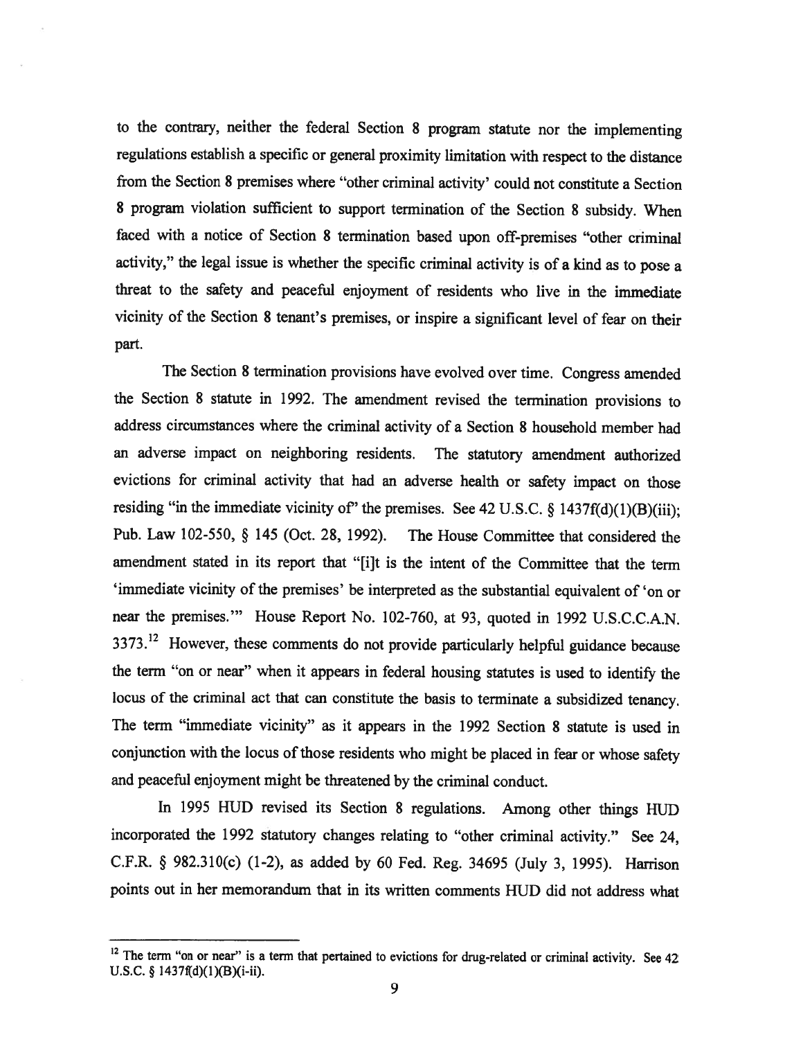to the contrary, neither the federal Section 8 program statute nor the implementing regulations establish a specific or general proximity limitation with respect to the distance from the Section 8 premises where "other criminal activity' could not constitute a Section 8 program violation sufficient to support termination of the Section 8 subsidy. When faced with a notice of Section 8 termination based upon off-premises "other criminal activity," the legal issue is whether the specific criminal activity is of a kind as to pose a threat to the safety and peaceful enjoyment of residents who live in the immediate vicinity of the Section 8 tenant's premises, or inspire a significant level of fear on their part.

The Section 8 termination provisions have evolved over time. Congress amended the Section 8 statute in 1992. The amendment revised the termination provisions to address circumstances where the criminal activity of a Section 8 household member had an adverse impact on neighboring residents. The statutory amendment authorized evictions for criminal activity that had an adverse health or safety impact on those residing "in the immediate vicinity of" the premises. See 42 U.S.C. § 1437f(d)(1)(B)(iii); Pub. Law 102-550, § 145 (Oct. 28, 1992). The House Committee that considered the amendment stated in its report that "[i]t is the intent of the Committee that the term 'immediate vicinity of the premises' be interpreted as the substantial equivalent of 'on or near the premises.'" House Report No. 102-760, at 93, quoted in 1992 U.S.C.C.A.N. 3373.[12] However, these comments do not provide particularly helpful guidance because the term "on or near" when it appears in federal housing statutes is used to identify the locus of the criminal act that can constitute the basis to terminate a subsidized tenancy. The term "immediate vicinity" as it appears in the 1992 Section 8 statute is used in conjunction with the locus of those residents who might be placed in fear or whose safety and peaceful enjoyment might be threatened by the criminal conduct.

In 1995 HUD revised its Section 8 regulations. Among other things HUD incorporated the 1992 statutory changes relating to "other criminal activity." See 24, C.F.R. § 982.310(c) (1-2), as added by 60 Fed. Reg. 34695 (July 3, 1995). Harrison points out in her memorandum that in its written comments HUD did not address what

---

[12] The term "on or near" is a term that pertained to evictions for drug-related or criminal activity. See 42 U.S.C. § 1437f(d)(1)(B)(i-ii).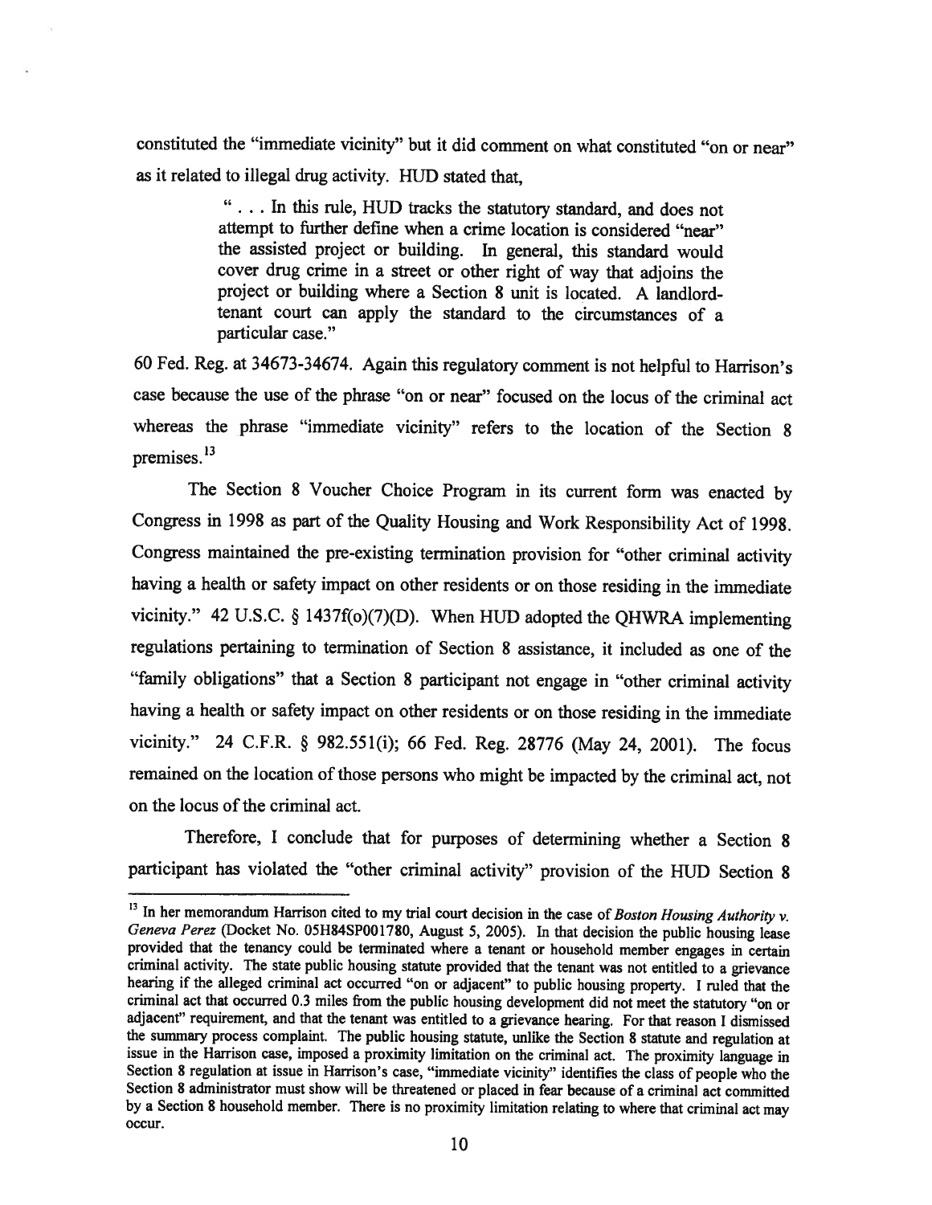constituted the "immediate vicinity" but it did comment on what constituted "on or near" as it related to illegal drug activity. HUD stated that,

> " . . . In this rule, HUD tracks the statutory standard, and does not attempt to further define when a crime location is considered "near" the assisted project or building. In general, this standard would cover drug crime in a street or other right of way that adjoins the project or building where a Section 8 unit is located. A landlord-tenant court can apply the standard to the circumstances of a particular case."

60 Fed. Reg. at 34673-34674. Again this regulatory comment is not helpful to Harrison's case because the use of the phrase "on or near" focused on the locus of the criminal act whereas the phrase "immediate vicinity" refers to the location of the Section 8 premises.[13]

The Section 8 Voucher Choice Program in its current form was enacted by Congress in 1998 as part of the Quality Housing and Work Responsibility Act of 1998. Congress maintained the pre-existing termination provision for "other criminal activity having a health or safety impact on other residents or on those residing in the immediate vicinity." 42 U.S.C. § 1437f(o)(7)(D). When HUD adopted the QHWRA implementing regulations pertaining to termination of Section 8 assistance, it included as one of the "family obligations" that a Section 8 participant not engage in "other criminal activity having a health or safety impact on other residents or on those residing in the immediate vicinity." 24 C.F.R. § 982.551(i); 66 Fed. Reg. 28776 (May 24, 2001). The focus remained on the location of those persons who might be impacted by the criminal act, not on the locus of the criminal act.

Therefore, I conclude that for purposes of determining whether a Section 8 participant has violated the "other criminal activity" provision of the HUD Section 8

---

[13] In her memorandum Harrison cited to my trial court decision in the case of *Boston Housing Authority v. Geneva Perez* (Docket No. 05H84SP001780, August 5, 2005). In that decision the public housing lease provided that the tenancy could be terminated where a tenant or household member engages in certain criminal activity. The state public housing statute provided that the tenant was not entitled to a grievance hearing if the alleged criminal act occurred "on or adjacent" to public housing property. I ruled that the criminal act that occurred 0.3 miles from the public housing development did not meet the statutory "on or adjacent" requirement, and that the tenant was entitled to a grievance hearing. For that reason I dismissed the summary process complaint. The public housing statute, unlike the Section 8 statute and regulation at issue in the Harrison case, imposed a proximity limitation on the criminal act. The proximity language in Section 8 regulation at issue in Harrison's case, "immediate vicinity" identifies the class of people who the Section 8 administrator must show will be threatened or placed in fear because of a criminal act committed by a Section 8 household member. There is no proximity limitation relating to where that criminal act may occur.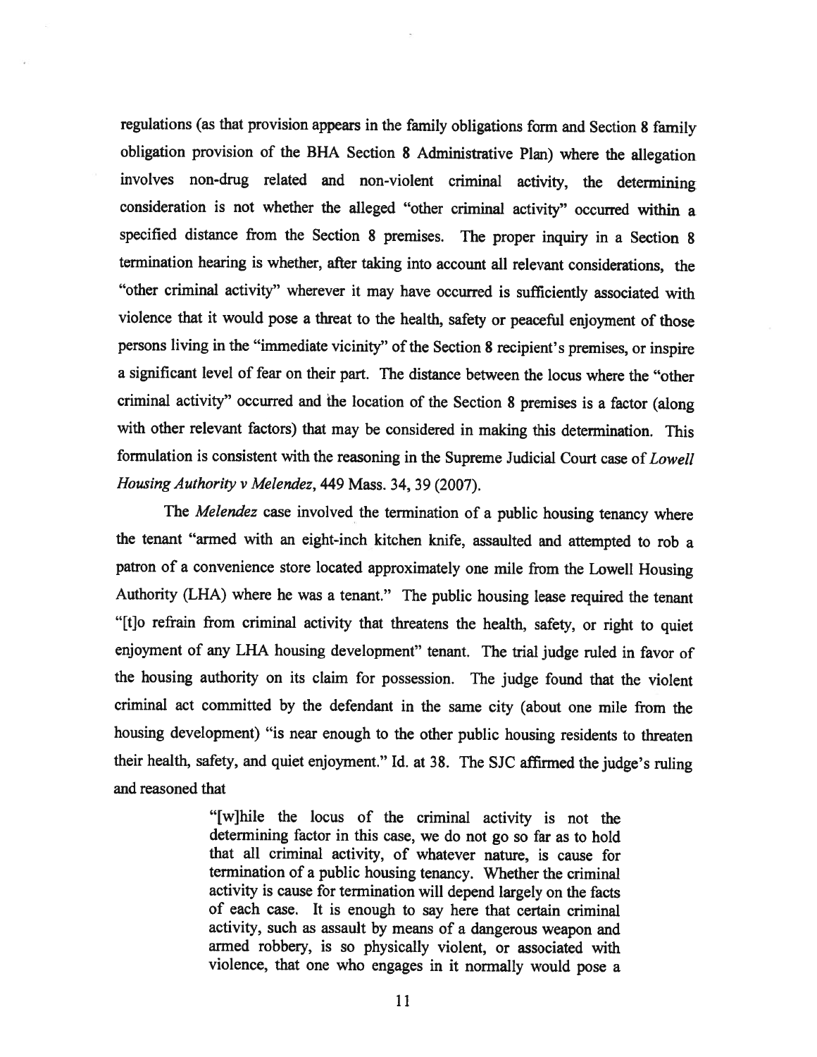regulations (as that provision appears in the family obligations form and Section 8 family obligation provision of the BHA Section 8 Administrative Plan) where the allegation involves non-drug related and non-violent criminal activity, the determining consideration is not whether the alleged "other criminal activity" occurred within a specified distance from the Section 8 premises. The proper inquiry in a Section 8 termination hearing is whether, after taking into account all relevant considerations, the "other criminal activity" wherever it may have occurred is sufficiently associated with violence that it would pose a threat to the health, safety or peaceful enjoyment of those persons living in the "immediate vicinity" of the Section 8 recipient's premises, or inspire a significant level of fear on their part. The distance between the locus where the "other criminal activity" occurred and the location of the Section 8 premises is a factor (along with other relevant factors) that may be considered in making this determination. This formulation is consistent with the reasoning in the Supreme Judicial Court case of *Lowell Housing Authority v Melendez*, 449 Mass. 34, 39 (2007).

The *Melendez* case involved the termination of a public housing tenancy where the tenant "armed with an eight-inch kitchen knife, assaulted and attempted to rob a patron of a convenience store located approximately one mile from the Lowell Housing Authority (LHA) where he was a tenant." The public housing lease required the tenant "[t]o refrain from criminal activity that threatens the health, safety, or right to quiet enjoyment of any LHA housing development" tenant. The trial judge ruled in favor of the housing authority on its claim for possession. The judge found that the violent criminal act committed by the defendant in the same city (about one mile from the housing development) "is near enough to the other public housing residents to threaten their health, safety, and quiet enjoyment." Id. at 38. The SJC affirmed the judge's ruling and reasoned that

> "[w]hile the locus of the criminal activity is not the determining factor in this case, we do not go so far as to hold that all criminal activity, of whatever nature, is cause for termination of a public housing tenancy. Whether the criminal activity is cause for termination will depend largely on the facts of each case. It is enough to say here that certain criminal activity, such as assault by means of a dangerous weapon and armed robbery, is so physically violent, or associated with violence, that one who engages in it normally would pose a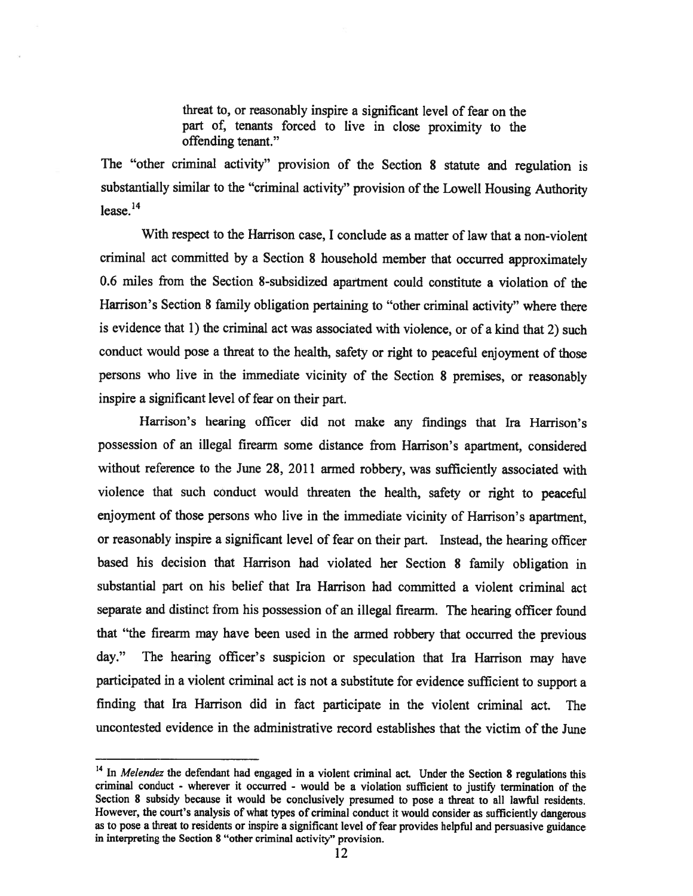> threat to, or reasonably inspire a significant level of fear on the part of, tenants forced to live in close proximity to the offending tenant."

The "other criminal activity" provision of the Section 8 statute and regulation is substantially similar to the "criminal activity" provision of the Lowell Housing Authority lease.[14]

With respect to the Harrison case, I conclude as a matter of law that a non-violent criminal act committed by a Section 8 household member that occurred approximately 0.6 miles from the Section 8-subsidized apartment could constitute a violation of the Harrison's Section 8 family obligation pertaining to "other criminal activity" where there is evidence that 1) the criminal act was associated with violence, or of a kind that 2) such conduct would pose a threat to the health, safety or right to peaceful enjoyment of those persons who live in the immediate vicinity of the Section 8 premises, or reasonably inspire a significant level of fear on their part.

Harrison's hearing officer did not make any findings that Ira Harrison's possession of an illegal firearm some distance from Harrison's apartment, considered without reference to the June 28, 2011 armed robbery, was sufficiently associated with violence that such conduct would threaten the health, safety or right to peaceful enjoyment of those persons who live in the immediate vicinity of Harrison's apartment, or reasonably inspire a significant level of fear on their part. Instead, the hearing officer based his decision that Harrison had violated her Section 8 family obligation in substantial part on his belief that Ira Harrison had committed a violent criminal act separate and distinct from his possession of an illegal firearm. The hearing officer found that "the firearm may have been used in the armed robbery that occurred the previous day." The hearing officer's suspicion or speculation that Ira Harrison may have participated in a violent criminal act is not a substitute for evidence sufficient to support a finding that Ira Harrison did in fact participate in the violent criminal act. The uncontested evidence in the administrative record establishes that the victim of the June

---

[14] In *Melendez* the defendant had engaged in a violent criminal act. Under the Section 8 regulations this criminal conduct - wherever it occurred - would be a violation sufficient to justify termination of the Section 8 subsidy because it would be conclusively presumed to pose a threat to all lawful residents. However, the court's analysis of what types of criminal conduct it would consider as sufficiently dangerous as to pose a threat to residents or inspire a significant level of fear provides helpful and persuasive guidance in interpreting the Section 8 "other criminal activity" provision.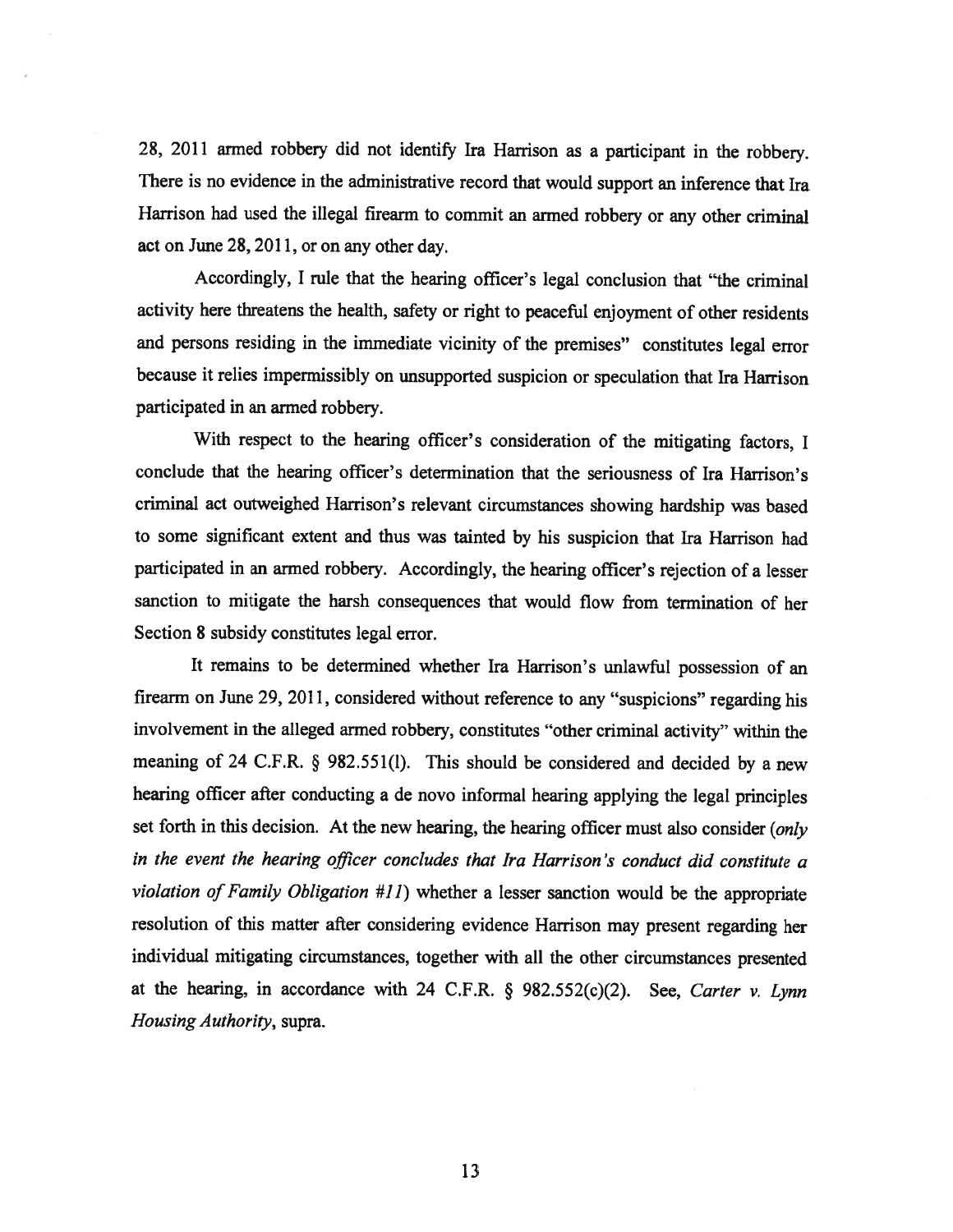28, 2011 armed robbery did not identify Ira Harrison as a participant in the robbery. There is no evidence in the administrative record that would support an inference that Ira Harrison had used the illegal firearm to commit an armed robbery or any other criminal act on June 28, 2011, or on any other day.

Accordingly, I rule that the hearing officer's legal conclusion that "the criminal activity here threatens the health, safety or right to peaceful enjoyment of other residents and persons residing in the immediate vicinity of the premises" constitutes legal error because it relies impermissibly on unsupported suspicion or speculation that Ira Harrison participated in an armed robbery.

With respect to the hearing officer's consideration of the mitigating factors, I conclude that the hearing officer's determination that the seriousness of Ira Harrison's criminal act outweighed Harrison's relevant circumstances showing hardship was based to some significant extent and thus was tainted by his suspicion that Ira Harrison had participated in an armed robbery. Accordingly, the hearing officer's rejection of a lesser sanction to mitigate the harsh consequences that would flow from termination of her Section 8 subsidy constitutes legal error.

It remains to be determined whether Ira Harrison's unlawful possession of an firearm on June 29, 2011, considered without reference to any "suspicions" regarding his involvement in the alleged armed robbery, constitutes "other criminal activity" within the meaning of 24 C.F.R. § 982.551(l). This should be considered and decided by a new hearing officer after conducting a de novo informal hearing applying the legal principles set forth in this decision. At the new hearing, the hearing officer must also consider (*only in the event the hearing officer concludes that Ira Harrison's conduct did constitute a violation of Family Obligation #11*) whether a lesser sanction would be the appropriate resolution of this matter after considering evidence Harrison may present regarding her individual mitigating circumstances, together with all the other circumstances presented at the hearing, in accordance with 24 C.F.R. § 982.552(c)(2). See, *Carter v. Lynn Housing Authority*, supra.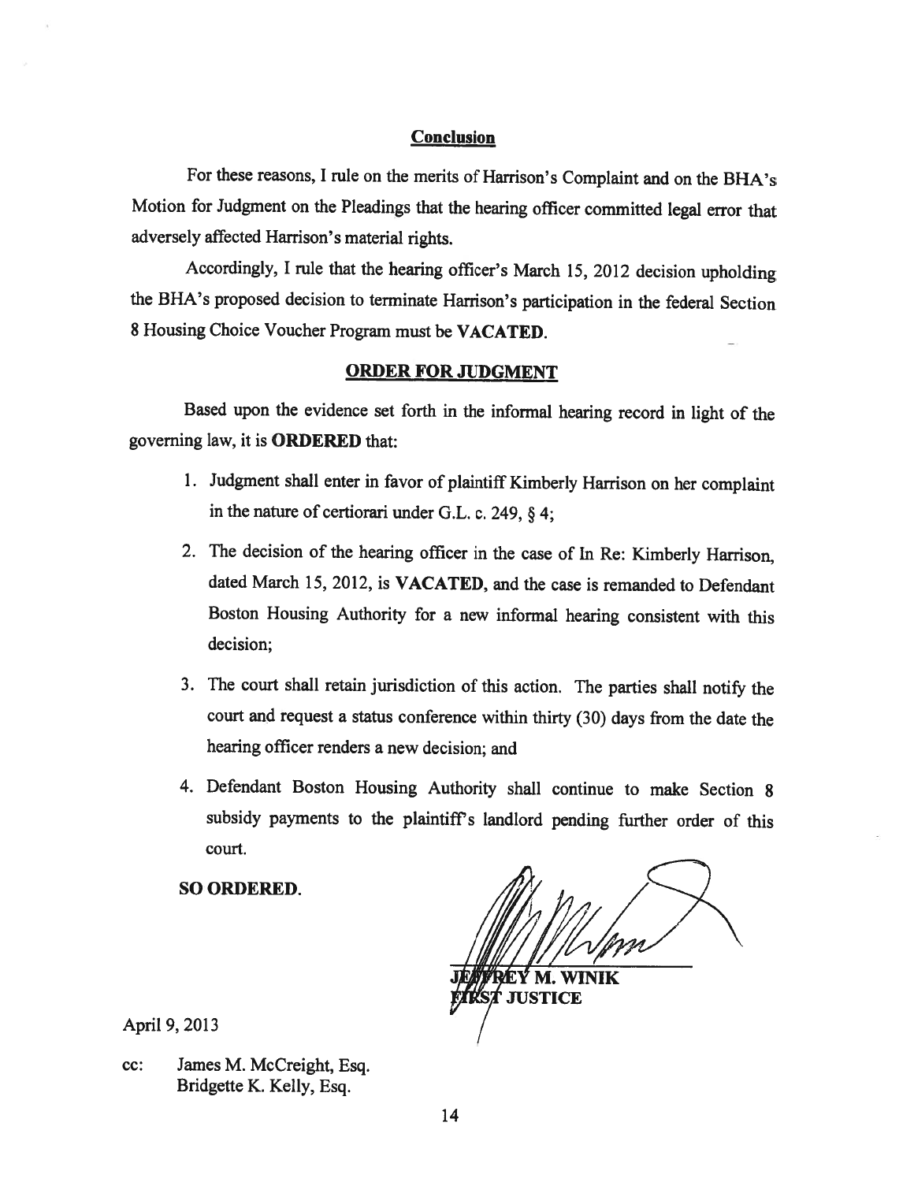## Conclusion

For these reasons, I rule on the merits of Harrison's Complaint and on the BHA's Motion for Judgment on the Pleadings that the hearing officer committed legal error that adversely affected Harrison's material rights.

Accordingly, I rule that the hearing officer's March 15, 2012 decision upholding the BHA's proposed decision to terminate Harrison's participation in the federal Section 8 Housing Choice Voucher Program must be **VACATED**.

## ORDER FOR JUDGMENT

Based upon the evidence set forth in the informal hearing record in light of the governing law, it is **ORDERED** that:

1. Judgment shall enter in favor of plaintiff Kimberly Harrison on her complaint in the nature of certiorari under G.L. c. 249, § 4;
2. The decision of the hearing officer in the case of In Re: Kimberly Harrison, dated March 15, 2012, is **VACATED**, and the case is remanded to Defendant Boston Housing Authority for a new informal hearing consistent with this decision;
3. The court shall retain jurisdiction of this action. The parties shall notify the court and request a status conference within thirty (30) days from the date the hearing officer renders a new decision; and
4. Defendant Boston Housing Authority shall continue to make Section 8 subsidy payments to the plaintiff's landlord pending further order of this court.

**SO ORDERED.**

JEFFREY M. WINIK
FIRST JUSTICE

April 9, 2013

cc: James M. McCreight, Esq.
Bridgette K. Kelly, Esq.